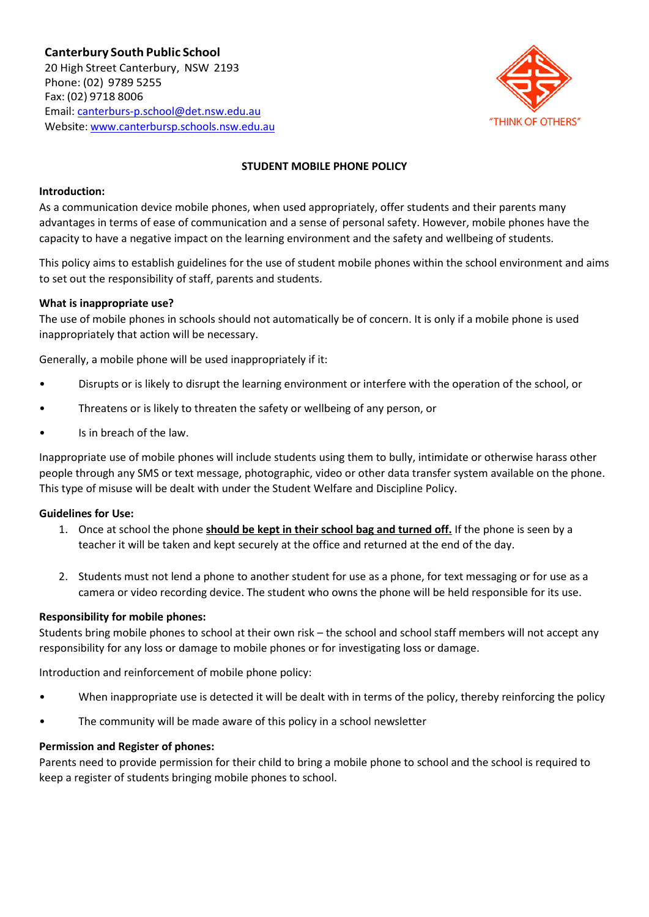**Canterbury South Public School**
20 High Street Canterbury, NSW 2193
Phone: (02) 9789 5255
Fax: (02) 9718 8006
Email: canterburs-p.school@det.nsw.edu.au
Website: www.canterbursp.schools.nsw.edu.au

"THINK OF OTHERS"

# STUDENT MOBILE PHONE POLICY

**Introduction:**
As a communication device mobile phones, when used appropriately, offer students and their parents many advantages in terms of ease of communication and a sense of personal safety. However, mobile phones have the capacity to have a negative impact on the learning environment and the safety and wellbeing of students.

This policy aims to establish guidelines for the use of student mobile phones within the school environment and aims to set out the responsibility of staff, parents and students.

**What is inappropriate use?**
The use of mobile phones in schools should not automatically be of concern. It is only if a mobile phone is used inappropriately that action will be necessary.

Generally, a mobile phone will be used inappropriately if it:

- Disrupts or is likely to disrupt the learning environment or interfere with the operation of the school, or
- Threatens or is likely to threaten the safety or wellbeing of any person, or
- Is in breach of the law.

Inappropriate use of mobile phones will include students using them to bully, intimidate or otherwise harass other people through any SMS or text message, photographic, video or other data transfer system available on the phone. This type of misuse will be dealt with under the Student Welfare and Discipline Policy.

**Guidelines for Use:**

1. Once at school the phone **should be kept in their school bag and turned off.** If the phone is seen by a teacher it will be taken and kept securely at the office and returned at the end of the day.
2. Students must not lend a phone to another student for use as a phone, for text messaging or for use as a camera or video recording device. The student who owns the phone will be held responsible for its use.

**Responsibility for mobile phones:**
Students bring mobile phones to school at their own risk – the school and school staff members will not accept any responsibility for any loss or damage to mobile phones or for investigating loss or damage.

Introduction and reinforcement of mobile phone policy:

- When inappropriate use is detected it will be dealt with in terms of the policy, thereby reinforcing the policy
- The community will be made aware of this policy in a school newsletter

**Permission and Register of phones:**
Parents need to provide permission for their child to bring a mobile phone to school and the school is required to keep a register of students bringing mobile phones to school.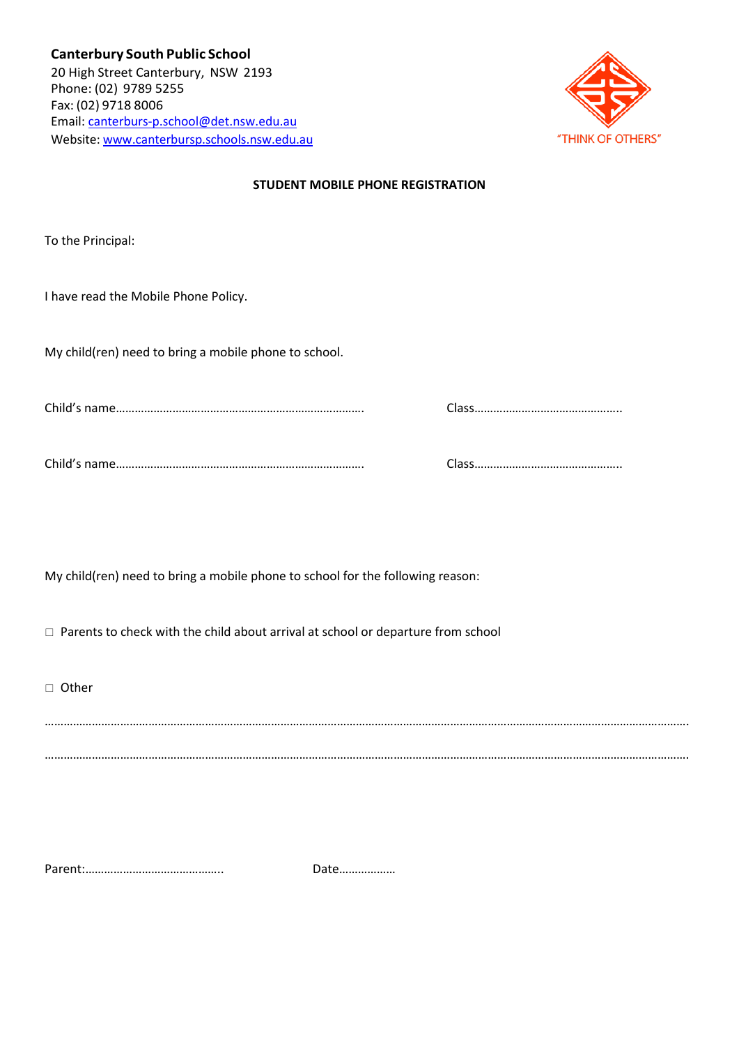**Canterbury South Public School**
20 High Street Canterbury, NSW 2193
Phone: (02) 9789 5255
Fax: (02) 9718 8006
Email: [canterburs-p.school@det.nsw.edu.au](mailto:canterburs-p.school@det.nsw.edu.au)
Website: [www.canterbursp.schools.nsw.edu.au](http://www.canterbursp.schools.nsw.edu.au)

"THINK OF OTHERS"

## STUDENT MOBILE PHONE REGISTRATION

To the Principal:

I have read the Mobile Phone Policy.

My child(ren) need to bring a mobile phone to school.

Child's name………………………………………………………………….     Class……………………………………….

Child's name………………………………………………………………….     Class……………………………………….

My child(ren) need to bring a mobile phone to school for the following reason:

☐ Parents to check with the child about arrival at school or departure from school

☐ Other

……………………………………………………………………………………………………………………………………………………………………

……………………………………………………………………………………………………………………………………………………………………

Parent:……………………………………..     Date………………